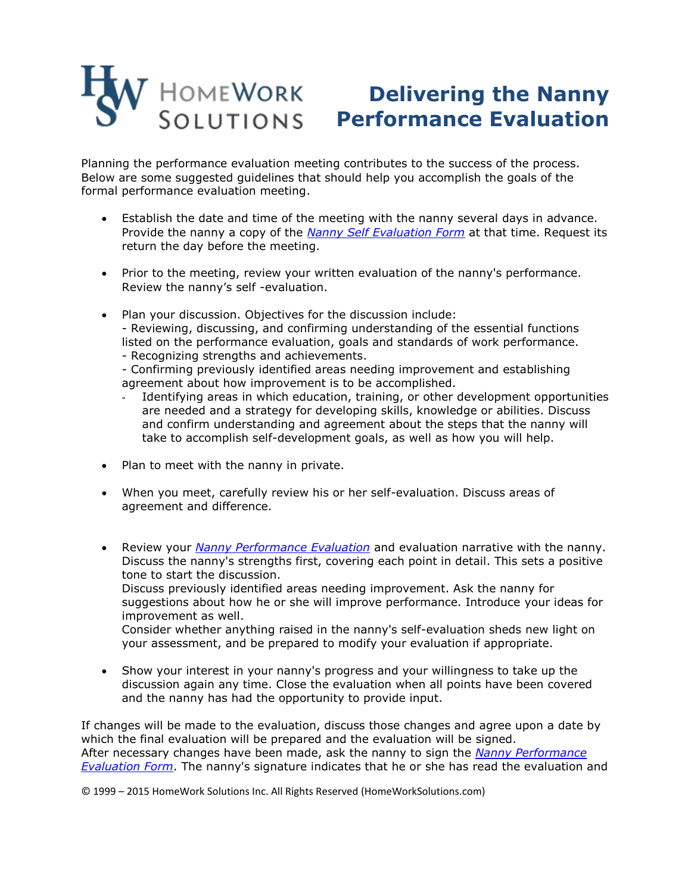HomeWork Solutions

# Delivering the Nanny Performance Evaluation

Planning the performance evaluation meeting contributes to the success of the process. Below are some suggested guidelines that should help you accomplish the goals of the formal performance evaluation meeting.

- Establish the date and time of the meeting with the nanny several days in advance. Provide the nanny a copy of the *Nanny Self Evaluation Form* at that time. Request its return the day before the meeting.

- Prior to the meeting, review your written evaluation of the nanny's performance. Review the nanny's self -evaluation.

- Plan your discussion. Objectives for the discussion include:
  - Reviewing, discussing, and confirming understanding of the essential functions listed on the performance evaluation, goals and standards of work performance.
  - Recognizing strengths and achievements.
  - Confirming previously identified areas needing improvement and establishing agreement about how improvement is to be accomplished.
  - Identifying areas in which education, training, or other development opportunities are needed and a strategy for developing skills, knowledge or abilities. Discuss and confirm understanding and agreement about the steps that the nanny will take to accomplish self-development goals, as well as how you will help.

- Plan to meet with the nanny in private.

- When you meet, carefully review his or her self-evaluation. Discuss areas of agreement and difference.

- Review your *Nanny Performance Evaluation* and evaluation narrative with the nanny. Discuss the nanny's strengths first, covering each point in detail. This sets a positive tone to start the discussion.
  Discuss previously identified areas needing improvement. Ask the nanny for suggestions about how he or she will improve performance. Introduce your ideas for improvement as well.
  Consider whether anything raised in the nanny's self-evaluation sheds new light on your assessment, and be prepared to modify your evaluation if appropriate.

- Show your interest in your nanny's progress and your willingness to take up the discussion again any time. Close the evaluation when all points have been covered and the nanny has had the opportunity to provide input.

If changes will be made to the evaluation, discuss those changes and agree upon a date by which the final evaluation will be prepared and the evaluation will be signed.
After necessary changes have been made, ask the nanny to sign the *Nanny Performance Evaluation Form*. The nanny's signature indicates that he or she has read the evaluation and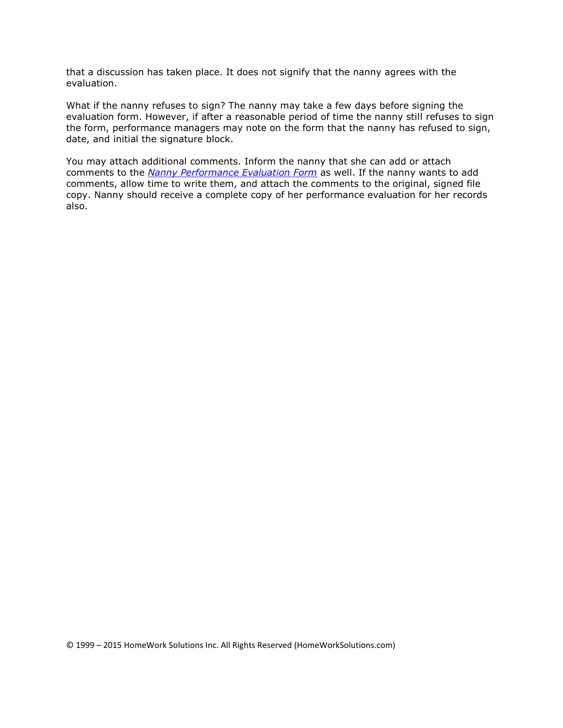that a discussion has taken place. It does not signify that the nanny agrees with the evaluation.

What if the nanny refuses to sign? The nanny may take a few days before signing the evaluation form. However, if after a reasonable period of time the nanny still refuses to sign the form, performance managers may note on the form that the nanny has refused to sign, date, and initial the signature block.

You may attach additional comments. Inform the nanny that she can add or attach comments to the *Nanny Performance Evaluation Form* as well. If the nanny wants to add comments, allow time to write them, and attach the comments to the original, signed file copy. Nanny should receive a complete copy of her performance evaluation for her records also.